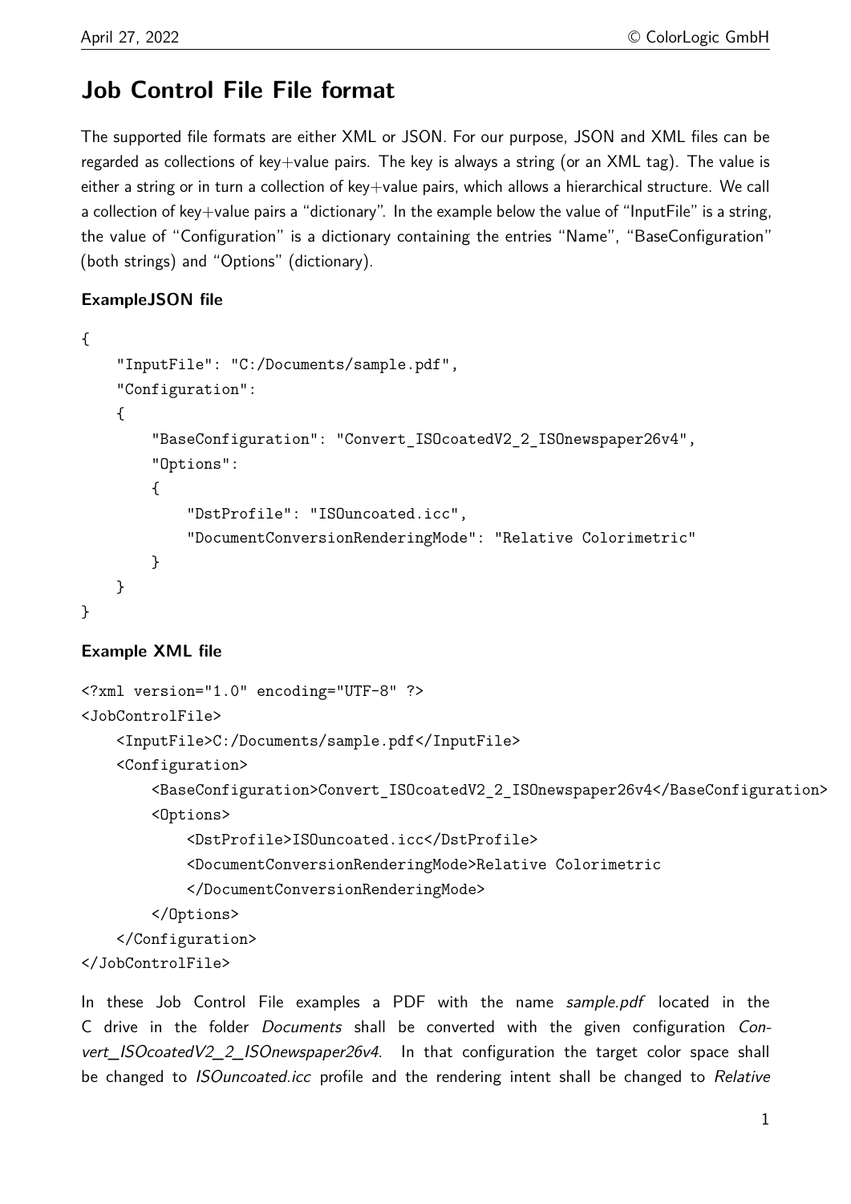# Job Control File File format

The supported file formats are either XML or JSON. For our purpose, JSON and XML files can be regarded as collections of key+value pairs. The key is always a string (or an XML tag). The value is either a string or in turn a collection of key+value pairs, which allows a hierarchical structure. We call a collection of key+value pairs a "dictionary". In the example below the value of "InputFile" is a string, the value of "Configuration" is a dictionary containing the entries "Name", "BaseConfiguration" (both strings) and "Options" (dictionary).

### ExampleJSON file

```
{
    "InputFile": "C:/Documents/sample.pdf",
    "Configuration":
    {
        "BaseConfiguration": "Convert_ISOcoatedV2_2_ISOnewspaper26v4",
        "Options":
        {
            "DstProfile": "ISOuncoated.icc",
            "DocumentConversionRenderingMode": "Relative Colorimetric"
        }
    }
}
```

### Example XML file

```
<?xml version="1.0" encoding="UTF-8" ?>
<JobControlFile>
    <InputFile>C:/Documents/sample.pdf</InputFile>
    <Configuration>
        <BaseConfiguration>Convert_ISOcoatedV2_2_ISOnewspaper26v4</BaseConfiguration>
        <Options>
            <DstProfile>ISOuncoated.icc</DstProfile>
            <DocumentConversionRenderingMode>Relative Colorimetric
            </DocumentConversionRenderingMode>
        </Options>
    </Configuration>
</JobControlFile>
```

In these Job Control File examples a PDF with the name *sample.pdf* located in the C drive in the folder *Documents* shall be converted with the given configuration *Convert_ISOcoatedV2_2_ISOnewspaper26v4*. In that configuration the target color space shall be changed to *ISOuncoated.icc* profile and the rendering intent shall be changed to *Relative*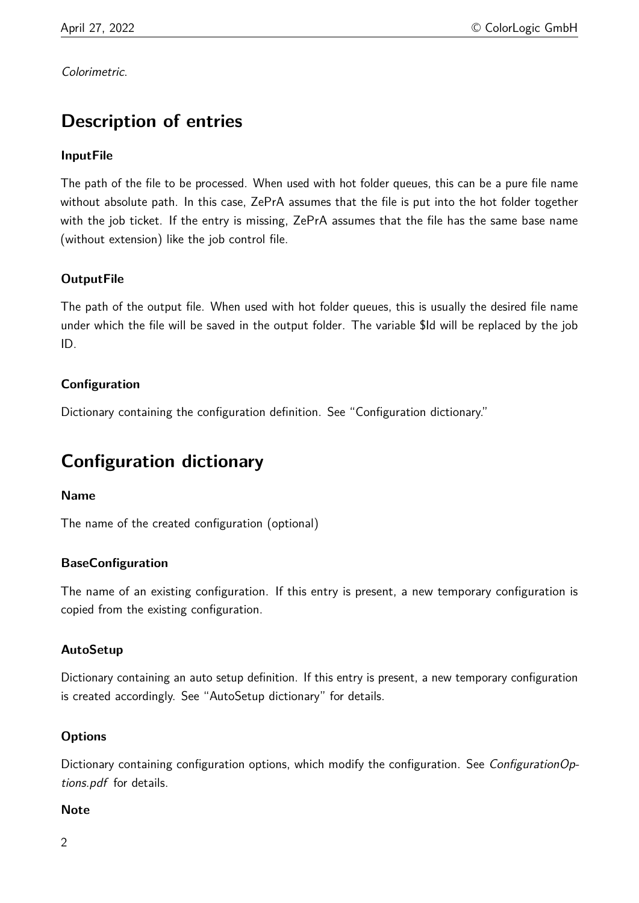*Colorimetric*.

## Description of entries

### InputFile

The path of the file to be processed. When used with hot folder queues, this can be a pure file name without absolute path. In this case, ZePrA assumes that the file is put into the hot folder together with the job ticket. If the entry is missing, ZePrA assumes that the file has the same base name (without extension) like the job control file.

### OutputFile

The path of the output file. When used with hot folder queues, this is usually the desired file name under which the file will be saved in the output folder. The variable $Id will be replaced by the job ID.

### Configuration

Dictionary containing the configuration definition. See "Configuration dictionary."

## Configuration dictionary

### Name

The name of the created configuration (optional)

### BaseConfiguration

The name of an existing configuration. If this entry is present, a new temporary configuration is copied from the existing configuration.

### AutoSetup

Dictionary containing an auto setup definition. If this entry is present, a new temporary configuration is created accordingly. See "AutoSetup dictionary" for details.

### Options

Dictionary containing configuration options, which modify the configuration. See *ConfigurationOptions.pdf* for details.

### Note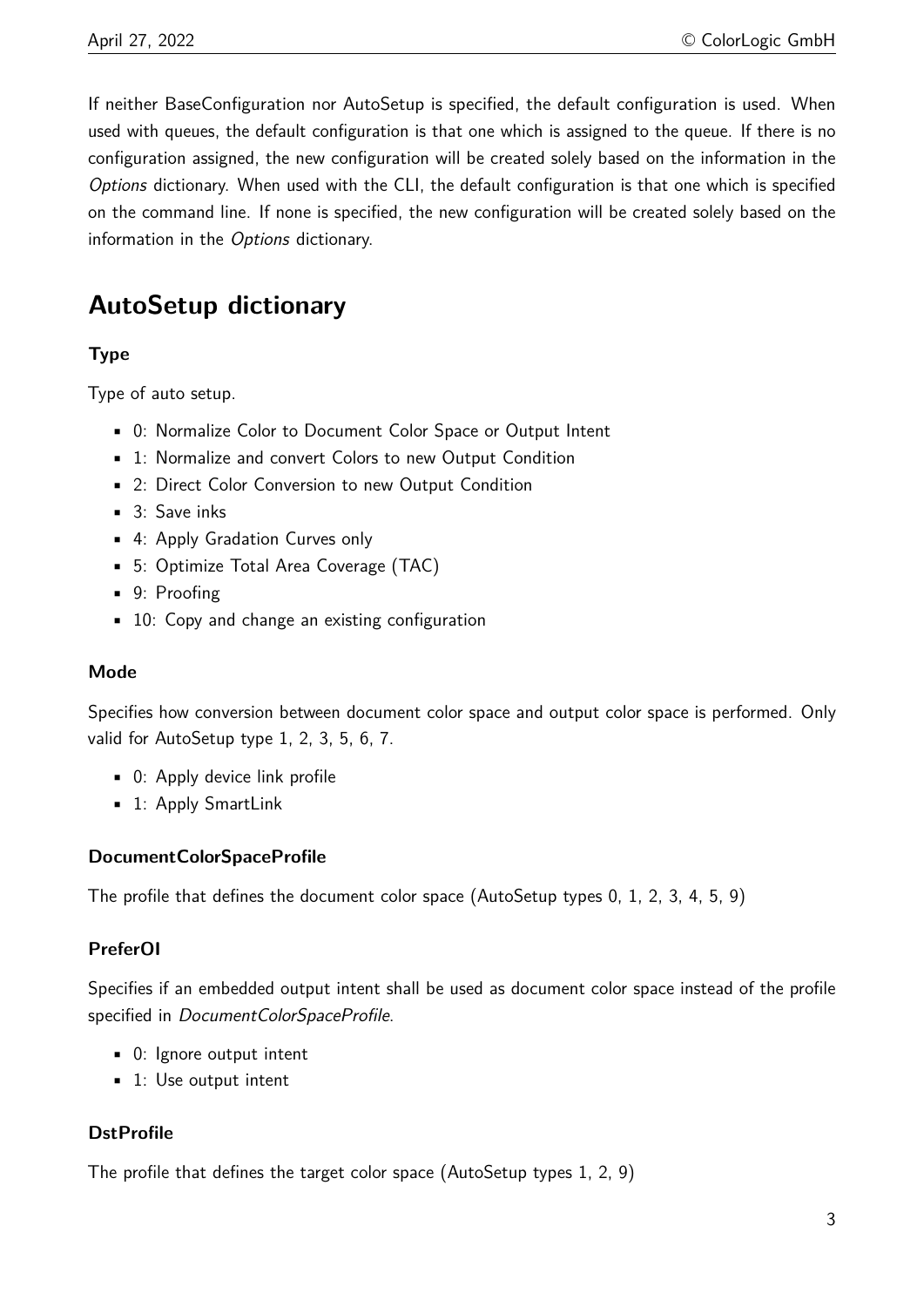If neither BaseConfiguration nor AutoSetup is specified, the default configuration is used. When used with queues, the default configuration is that one which is assigned to the queue. If there is no configuration assigned, the new configuration will be created solely based on the information in the *Options* dictionary. When used with the CLI, the default configuration is that one which is specified on the command line. If none is specified, the new configuration will be created solely based on the information in the *Options* dictionary.

## AutoSetup dictionary

### Type

Type of auto setup.

- 0: Normalize Color to Document Color Space or Output Intent
- 1: Normalize and convert Colors to new Output Condition
- 2: Direct Color Conversion to new Output Condition
- 3: Save inks
- 4: Apply Gradation Curves only
- 5: Optimize Total Area Coverage (TAC)
- 9: Proofing
- 10: Copy and change an existing configuration

### Mode

Specifies how conversion between document color space and output color space is performed. Only valid for AutoSetup type 1, 2, 3, 5, 6, 7.

- 0: Apply device link profile
- 1: Apply SmartLink

### DocumentColorSpaceProfile

The profile that defines the document color space (AutoSetup types 0, 1, 2, 3, 4, 5, 9)

### PreferOI

Specifies if an embedded output intent shall be used as document color space instead of the profile specified in *DocumentColorSpaceProfile*.

- 0: Ignore output intent
- 1: Use output intent

### DstProfile

The profile that defines the target color space (AutoSetup types 1, 2, 9)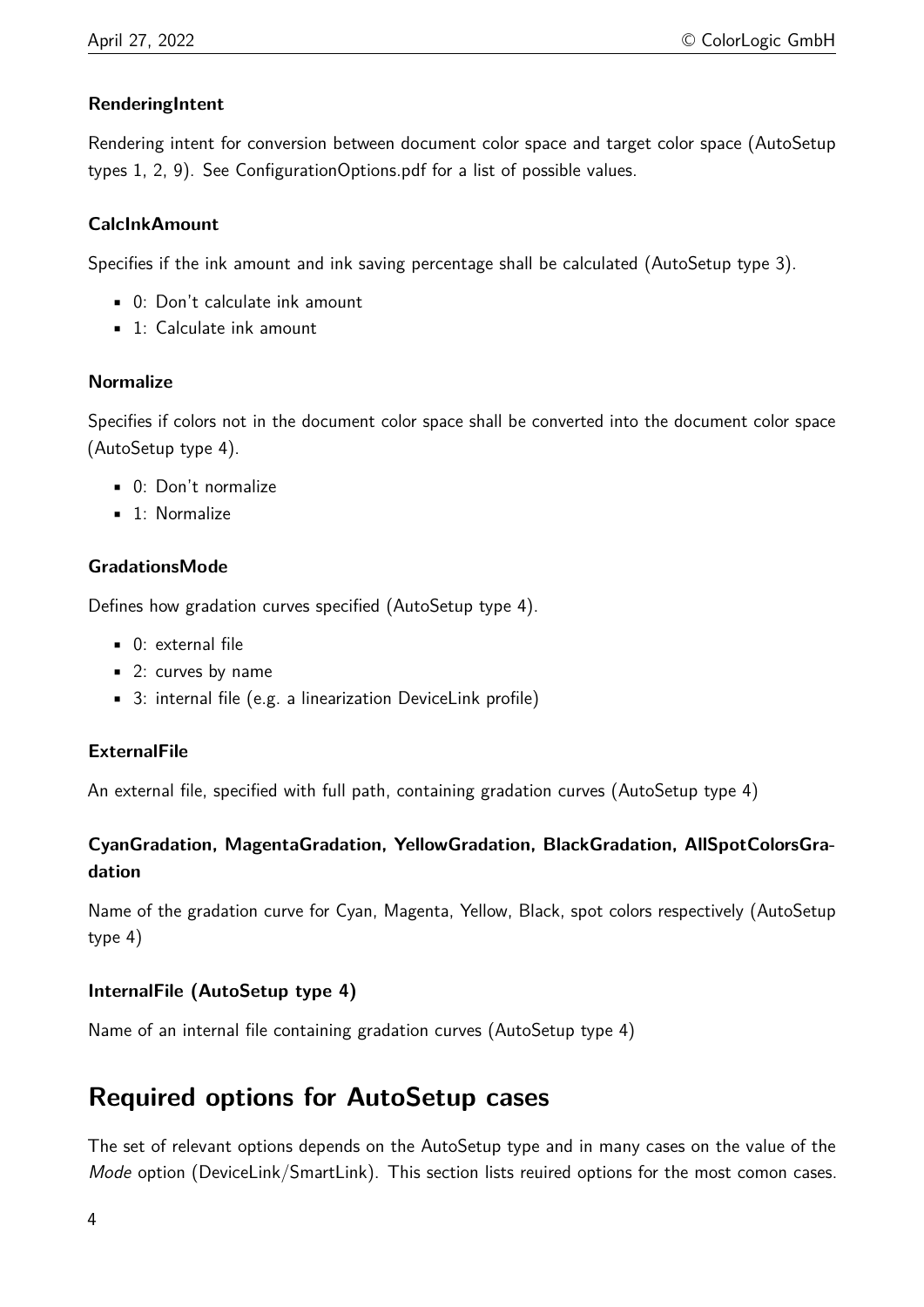#### RenderingIntent

Rendering intent for conversion between document color space and target color space (AutoSetup types 1, 2, 9). See ConfigurationOptions.pdf for a list of possible values.

#### CalcInkAmount

Specifies if the ink amount and ink saving percentage shall be calculated (AutoSetup type 3).

- 0: Don't calculate ink amount
- 1: Calculate ink amount

#### Normalize

Specifies if colors not in the document color space shall be converted into the document color space (AutoSetup type 4).

- 0: Don't normalize
- 1: Normalize

#### GradationsMode

Defines how gradation curves specified (AutoSetup type 4).

- 0: external file
- 2: curves by name
- 3: internal file (e.g. a linearization DeviceLink profile)

#### ExternalFile

An external file, specified with full path, containing gradation curves (AutoSetup type 4)

#### CyanGradation, MagentaGradation, YellowGradation, BlackGradation, AllSpotColorsGradation

Name of the gradation curve for Cyan, Magenta, Yellow, Black, spot colors respectively (AutoSetup type 4)

#### InternalFile (AutoSetup type 4)

Name of an internal file containing gradation curves (AutoSetup type 4)

## Required options for AutoSetup cases

The set of relevant options depends on the AutoSetup type and in many cases on the value of the *Mode* option (DeviceLink/SmartLink). This section lists reuired options for the most comon cases.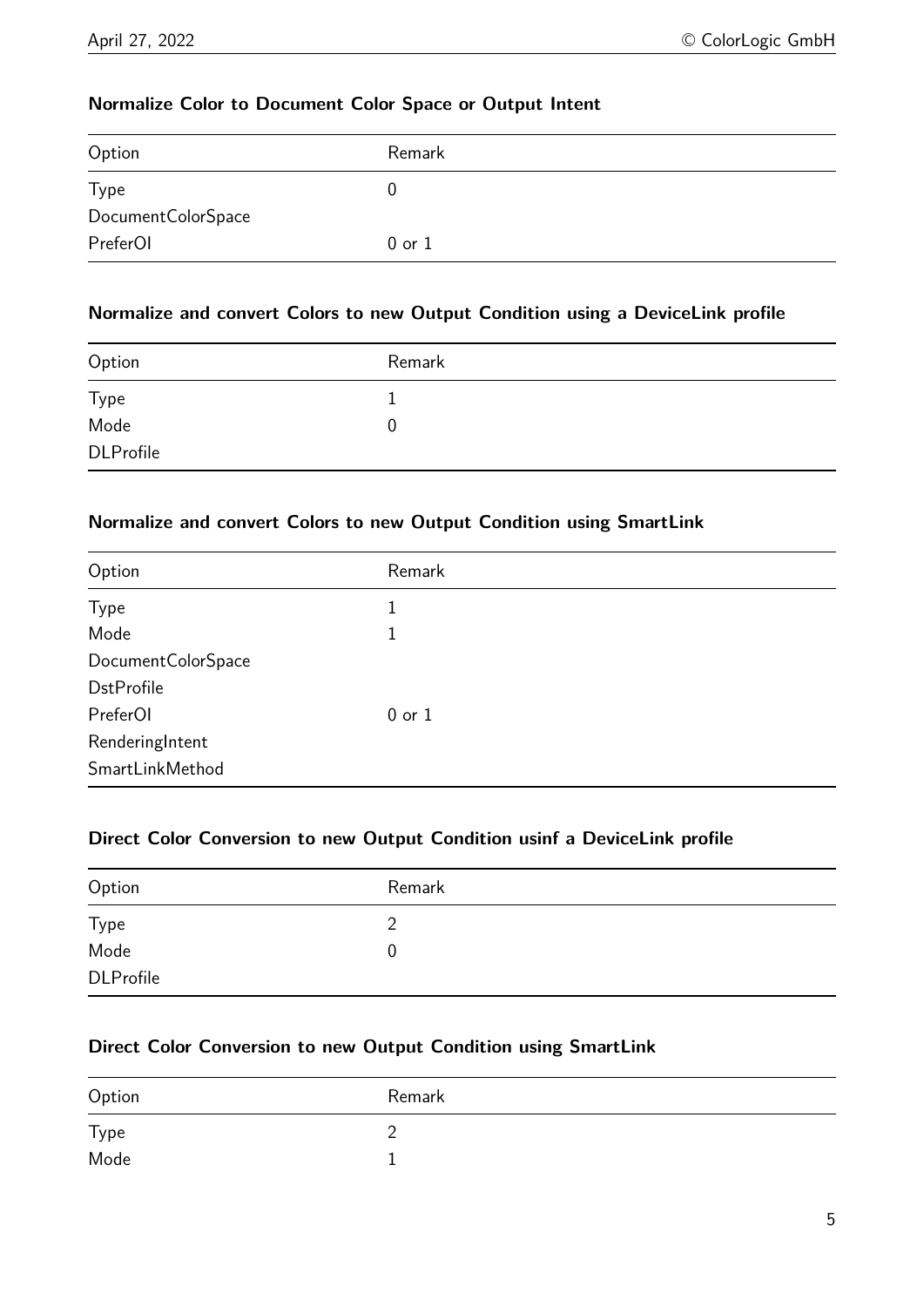### Normalize Color to Document Color Space or Output Intent

| Option | Remark |
|---|---|
| Type | 0 |
| DocumentColorSpace | |
| PreferOI | 0 or 1 |

### Normalize and convert Colors to new Output Condition using a DeviceLink profile

| Option | Remark |
|---|---|
| Type | 1 |
| Mode | 0 |
| DLProfile | |

### Normalize and convert Colors to new Output Condition using SmartLink

| Option | Remark |
|---|---|
| Type | 1 |
| Mode | 1 |
| DocumentColorSpace | |
| DstProfile | |
| PreferOI | 0 or 1 |
| RenderingIntent | |
| SmartLinkMethod | |

### Direct Color Conversion to new Output Condition usinf a DeviceLink profile

| Option | Remark |
|---|---|
| Type | 2 |
| Mode | 0 |
| DLProfile | |

### Direct Color Conversion to new Output Condition using SmartLink

| Option | Remark |
|---|---|
| Type | 2 |
| Mode | 1 |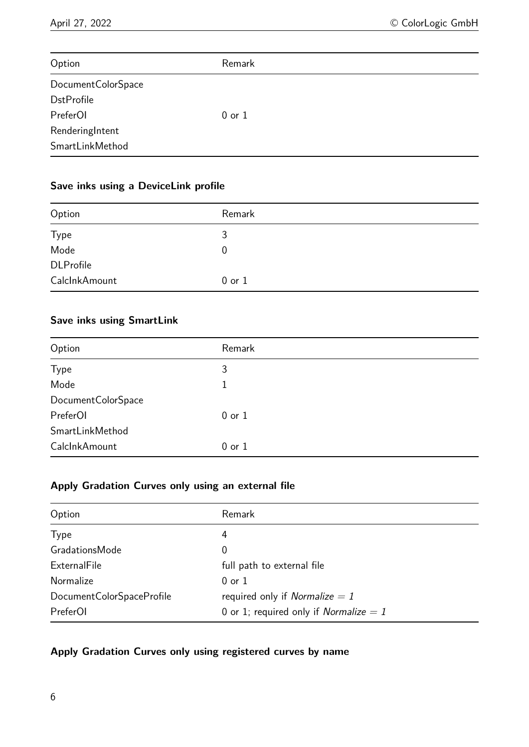| Option | Remark |
|---|---|
| DocumentColorSpace | |
| DstProfile | |
| PreferOI | 0 or 1 |
| RenderingIntent | |
| SmartLinkMethod | |

#### Save inks using a DeviceLink profile

| Option | Remark |
|---|---|
| Type | 3 |
| Mode | 0 |
| DLProfile | |
| CalcInkAmount | 0 or 1 |

#### Save inks using SmartLink

| Option | Remark |
|---|---|
| Type | 3 |
| Mode | 1 |
| DocumentColorSpace | |
| PreferOI | 0 or 1 |
| SmartLinkMethod | |
| CalcInkAmount | 0 or 1 |

#### Apply Gradation Curves only using an external file

| Option | Remark |
|---|---|
| Type | 4 |
| GradationsMode | 0 |
| ExternalFile | full path to external file |
| Normalize | 0 or 1 |
| DocumentColorSpaceProfile | required only if *Normalize = 1* |
| PreferOI | 0 or 1; required only if *Normalize = 1* |

#### Apply Gradation Curves only using registered curves by name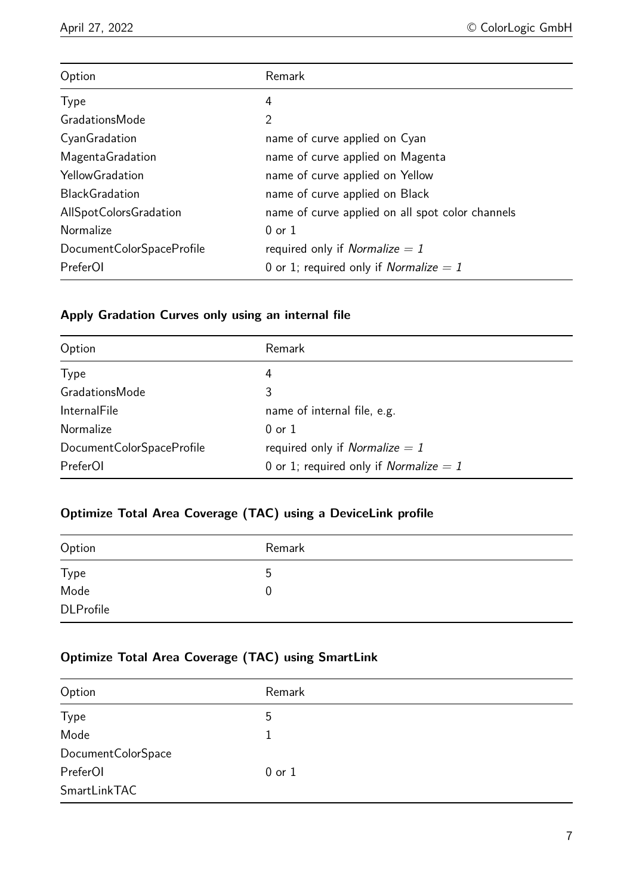| Option | Remark |
|---|---|
| Type | 4 |
| GradationsMode | 2 |
| CyanGradation | name of curve applied on Cyan |
| MagentaGradation | name of curve applied on Magenta |
| YellowGradation | name of curve applied on Yellow |
| BlackGradation | name of curve applied on Black |
| AllSpotColorsGradation | name of curve applied on all spot color channels |
| Normalize | 0 or 1 |
| DocumentColorSpaceProfile | required only if *Normalize = 1* |
| PreferOI | 0 or 1; required only if *Normalize = 1* |

### Apply Gradation Curves only using an internal file

| Option | Remark |
|---|---|
| Type | 4 |
| GradationsMode | 3 |
| InternalFile | name of internal file, e.g. |
| Normalize | 0 or 1 |
| DocumentColorSpaceProfile | required only if *Normalize = 1* |
| PreferOI | 0 or 1; required only if *Normalize = 1* |

### Optimize Total Area Coverage (TAC) using a DeviceLink profile

| Option | Remark |
|---|---|
| Type | 5 |
| Mode | 0 |
| DLProfile | |

### Optimize Total Area Coverage (TAC) using SmartLink

| Option | Remark |
|---|---|
| Type | 5 |
| Mode | 1 |
| DocumentColorSpace | |
| PreferOI | 0 or 1 |
| SmartLinkTAC | |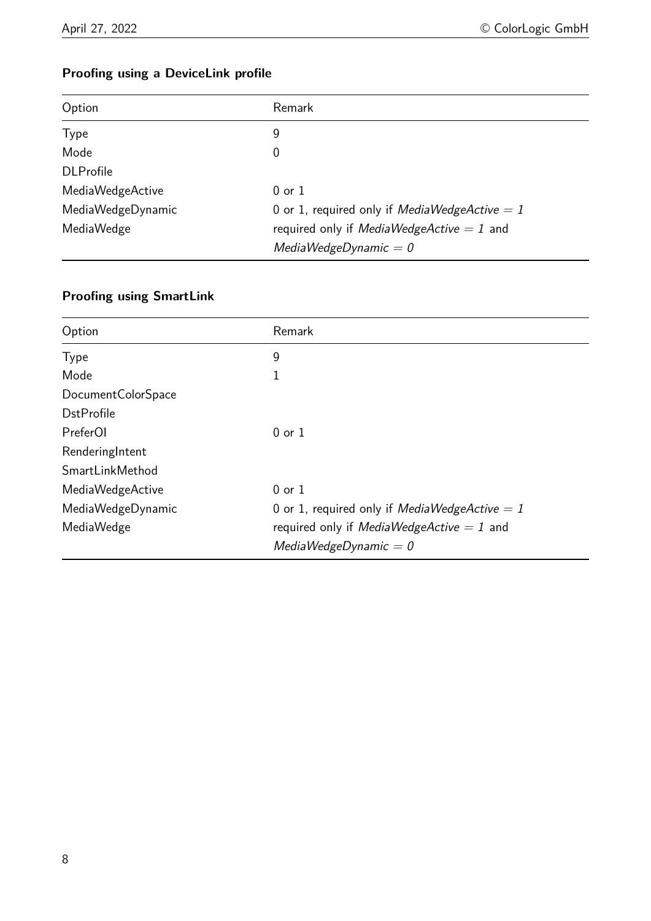### Proofing using a DeviceLink profile

| Option | Remark |
|---|---|
| Type | 9 |
| Mode | 0 |
| DLProfile | |
| MediaWedgeActive | 0 or 1 |
| MediaWedgeDynamic | 0 or 1, required only if *MediaWedgeActive = 1* |
| MediaWedge | required only if *MediaWedgeActive = 1* and *MediaWedgeDynamic = 0* |

### Proofing using SmartLink

| Option | Remark |
|---|---|
| Type | 9 |
| Mode | 1 |
| DocumentColorSpace | |
| DstProfile | |
| PreferOI | 0 or 1 |
| RenderingIntent | |
| SmartLinkMethod | |
| MediaWedgeActive | 0 or 1 |
| MediaWedgeDynamic | 0 or 1, required only if *MediaWedgeActive = 1* |
| MediaWedge | required only if *MediaWedgeActive = 1* and *MediaWedgeDynamic = 0* |